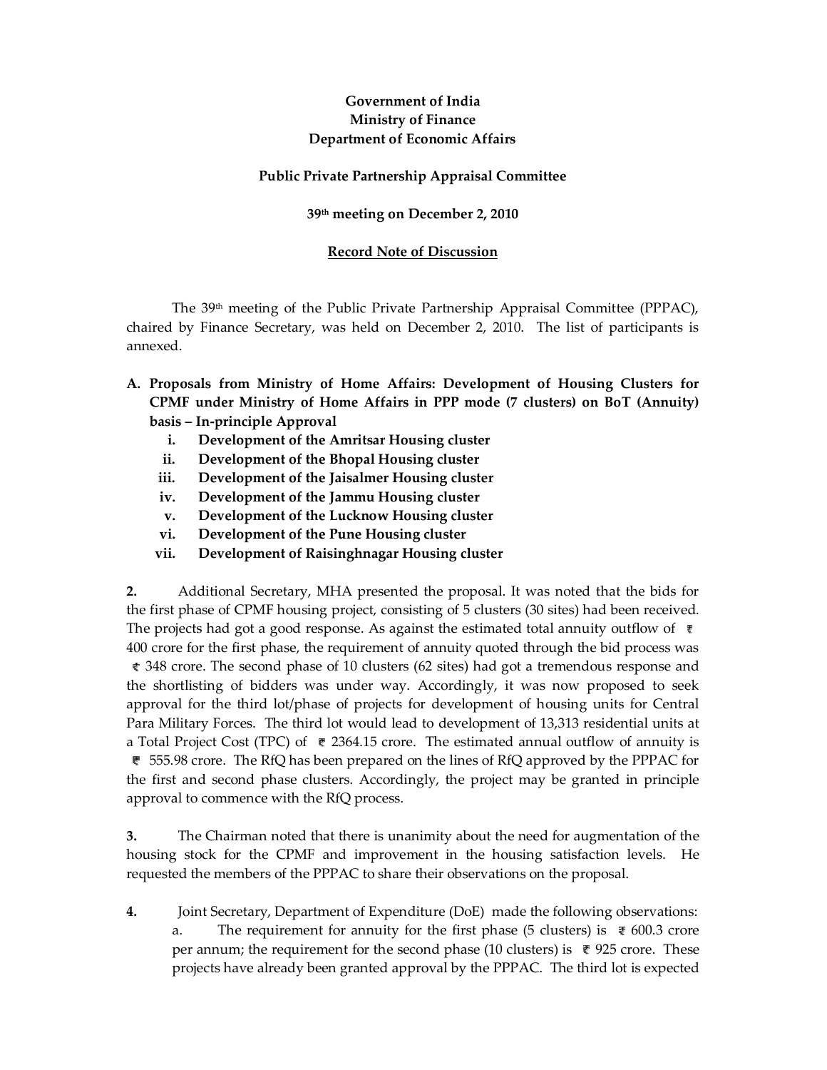**Government of India**
**Ministry of Finance**
**Department of Economic Affairs**

**Public Private Partnership Appraisal Committee**

**39th meeting on December 2, 2010**

**Record Note of Discussion**

The 39th meeting of the Public Private Partnership Appraisal Committee (PPPAC), chaired by Finance Secretary, was held on December 2, 2010. The list of participants is annexed.

**A. Proposals from Ministry of Home Affairs: Development of Housing Clusters for CPMF under Ministry of Home Affairs in PPP mode (7 clusters) on BoT (Annuity) basis – In-principle Approval**

- **i. Development of the Amritsar Housing cluster**
- **ii. Development of the Bhopal Housing cluster**
- **iii. Development of the Jaisalmer Housing cluster**
- **iv. Development of the Jammu Housing cluster**
- **v. Development of the Lucknow Housing cluster**
- **vi. Development of the Pune Housing cluster**
- **vii. Development of Raisinghnagar Housing cluster**

**2.** Additional Secretary, MHA presented the proposal. It was noted that the bids for the first phase of CPMF housing project, consisting of 5 clusters (30 sites) had been received. The projects had got a good response. As against the estimated total annuity outflow of ₹ 400 crore for the first phase, the requirement of annuity quoted through the bid process was ₹ 348 crore. The second phase of 10 clusters (62 sites) had got a tremendous response and the shortlisting of bidders was under way. Accordingly, it was now proposed to seek approval for the third lot/phase of projects for development of housing units for Central Para Military Forces. The third lot would lead to development of 13,313 residential units at a Total Project Cost (TPC) of ₹ 2364.15 crore. The estimated annual outflow of annuity is ₹ 555.98 crore. The RfQ has been prepared on the lines of RfQ approved by the PPPAC for the first and second phase clusters. Accordingly, the project may be granted in principle approval to commence with the RfQ process.

**3.** The Chairman noted that there is unanimity about the need for augmentation of the housing stock for the CPMF and improvement in the housing satisfaction levels. He requested the members of the PPPAC to share their observations on the proposal.

**4.** Joint Secretary, Department of Expenditure (DoE) made the following observations:

a. The requirement for annuity for the first phase (5 clusters) is ₹ 600.3 crore per annum; the requirement for the second phase (10 clusters) is ₹ 925 crore. These projects have already been granted approval by the PPPAC. The third lot is expected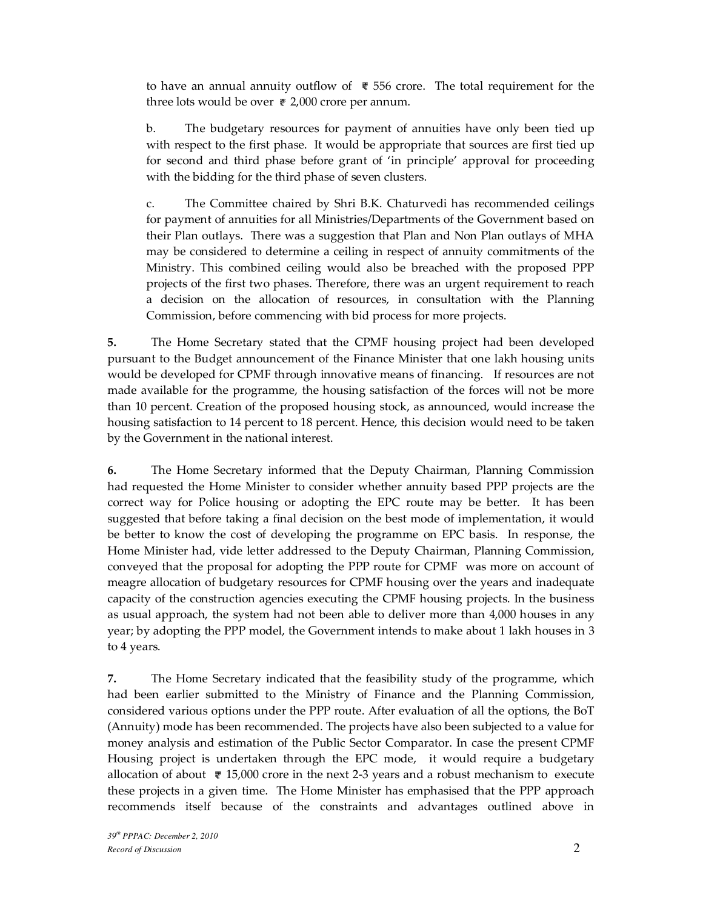to have an annual annuity outflow of ₹ 556 crore. The total requirement for the three lots would be over ₹ 2,000 crore per annum.

b. The budgetary resources for payment of annuities have only been tied up with respect to the first phase. It would be appropriate that sources are first tied up for second and third phase before grant of 'in principle' approval for proceeding with the bidding for the third phase of seven clusters.

c. The Committee chaired by Shri B.K. Chaturvedi has recommended ceilings for payment of annuities for all Ministries/Departments of the Government based on their Plan outlays. There was a suggestion that Plan and Non Plan outlays of MHA may be considered to determine a ceiling in respect of annuity commitments of the Ministry. This combined ceiling would also be breached with the proposed PPP projects of the first two phases. Therefore, there was an urgent requirement to reach a decision on the allocation of resources, in consultation with the Planning Commission, before commencing with bid process for more projects.

**5.** The Home Secretary stated that the CPMF housing project had been developed pursuant to the Budget announcement of the Finance Minister that one lakh housing units would be developed for CPMF through innovative means of financing. If resources are not made available for the programme, the housing satisfaction of the forces will not be more than 10 percent. Creation of the proposed housing stock, as announced, would increase the housing satisfaction to 14 percent to 18 percent. Hence, this decision would need to be taken by the Government in the national interest.

**6.** The Home Secretary informed that the Deputy Chairman, Planning Commission had requested the Home Minister to consider whether annuity based PPP projects are the correct way for Police housing or adopting the EPC route may be better. It has been suggested that before taking a final decision on the best mode of implementation, it would be better to know the cost of developing the programme on EPC basis. In response, the Home Minister had, vide letter addressed to the Deputy Chairman, Planning Commission, conveyed that the proposal for adopting the PPP route for CPMF was more on account of meagre allocation of budgetary resources for CPMF housing over the years and inadequate capacity of the construction agencies executing the CPMF housing projects. In the business as usual approach, the system had not been able to deliver more than 4,000 houses in any year; by adopting the PPP model, the Government intends to make about 1 lakh houses in 3 to 4 years.

**7.** The Home Secretary indicated that the feasibility study of the programme, which had been earlier submitted to the Ministry of Finance and the Planning Commission, considered various options under the PPP route. After evaluation of all the options, the BoT (Annuity) mode has been recommended. The projects have also been subjected to a value for money analysis and estimation of the Public Sector Comparator. In case the present CPMF Housing project is undertaken through the EPC mode, it would require a budgetary allocation of about ₹ 15,000 crore in the next 2-3 years and a robust mechanism to execute these projects in a given time. The Home Minister has emphasised that the PPP approach recommends itself because of the constraints and advantages outlined above in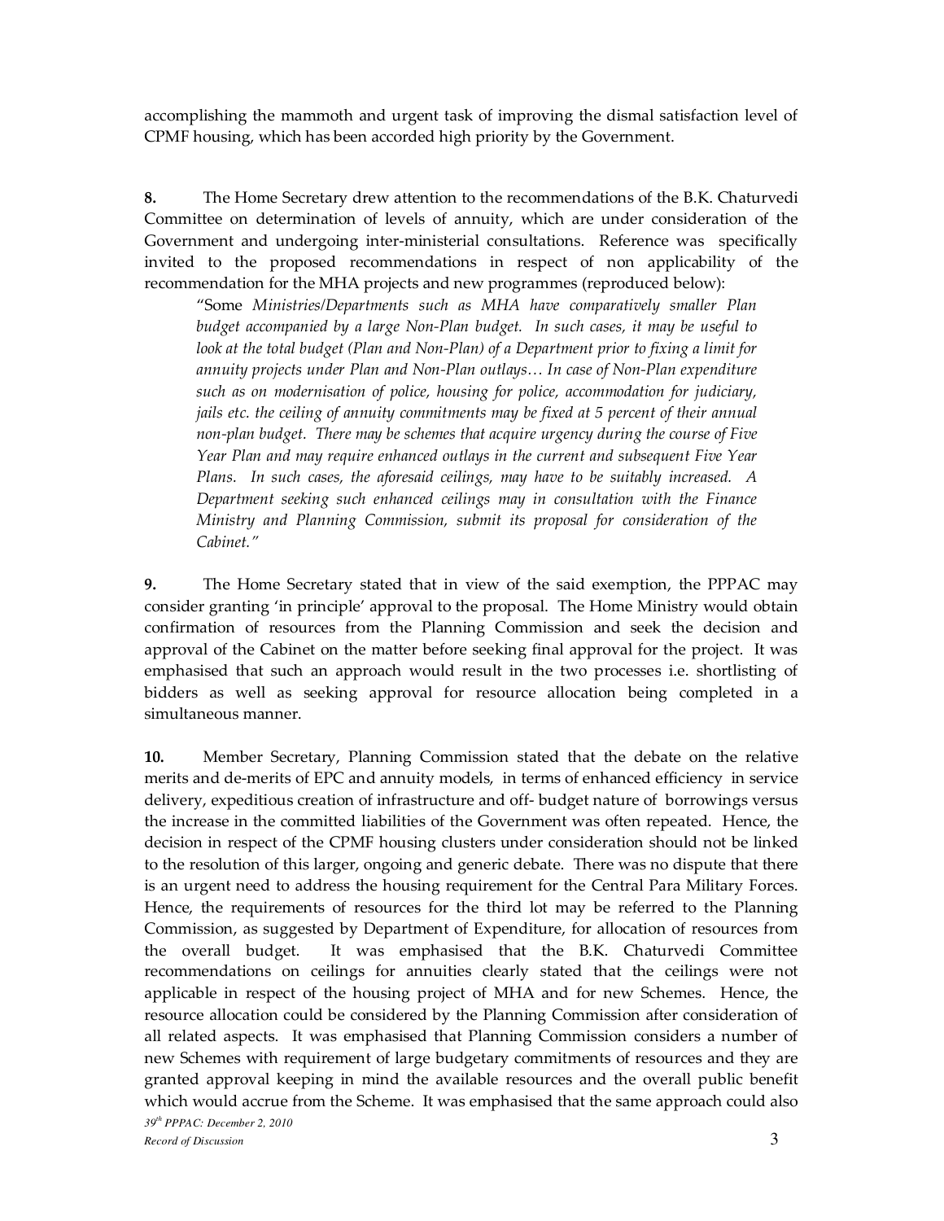accomplishing the mammoth and urgent task of improving the dismal satisfaction level of CPMF housing, which has been accorded high priority by the Government.

**8.** The Home Secretary drew attention to the recommendations of the B.K. Chaturvedi Committee on determination of levels of annuity, which are under consideration of the Government and undergoing inter-ministerial consultations. Reference was specifically invited to the proposed recommendations in respect of non applicability of the recommendation for the MHA projects and new programmes (reproduced below):

> "Some *Ministries/Departments such as MHA have comparatively smaller Plan budget accompanied by a large Non-Plan budget. In such cases, it may be useful to look at the total budget (Plan and Non-Plan) of a Department prior to fixing a limit for annuity projects under Plan and Non-Plan outlays… In case of Non-Plan expenditure such as on modernisation of police, housing for police, accommodation for judiciary, jails etc. the ceiling of annuity commitments may be fixed at 5 percent of their annual non-plan budget. There may be schemes that acquire urgency during the course of Five Year Plan and may require enhanced outlays in the current and subsequent Five Year Plans. In such cases, the aforesaid ceilings, may have to be suitably increased. A Department seeking such enhanced ceilings may in consultation with the Finance Ministry and Planning Commission, submit its proposal for consideration of the Cabinet."*

**9.** The Home Secretary stated that in view of the said exemption, the PPPAC may consider granting 'in principle' approval to the proposal. The Home Ministry would obtain confirmation of resources from the Planning Commission and seek the decision and approval of the Cabinet on the matter before seeking final approval for the project. It was emphasised that such an approach would result in the two processes i.e. shortlisting of bidders as well as seeking approval for resource allocation being completed in a simultaneous manner.

**10.** Member Secretary, Planning Commission stated that the debate on the relative merits and de-merits of EPC and annuity models, in terms of enhanced efficiency in service delivery, expeditious creation of infrastructure and off- budget nature of borrowings versus the increase in the committed liabilities of the Government was often repeated. Hence, the decision in respect of the CPMF housing clusters under consideration should not be linked to the resolution of this larger, ongoing and generic debate. There was no dispute that there is an urgent need to address the housing requirement for the Central Para Military Forces. Hence, the requirements of resources for the third lot may be referred to the Planning Commission, as suggested by Department of Expenditure, for allocation of resources from the overall budget. It was emphasised that the B.K. Chaturvedi Committee recommendations on ceilings for annuities clearly stated that the ceilings were not applicable in respect of the housing project of MHA and for new Schemes. Hence, the resource allocation could be considered by the Planning Commission after consideration of all related aspects. It was emphasised that Planning Commission considers a number of new Schemes with requirement of large budgetary commitments of resources and they are granted approval keeping in mind the available resources and the overall public benefit which would accrue from the Scheme. It was emphasised that the same approach could also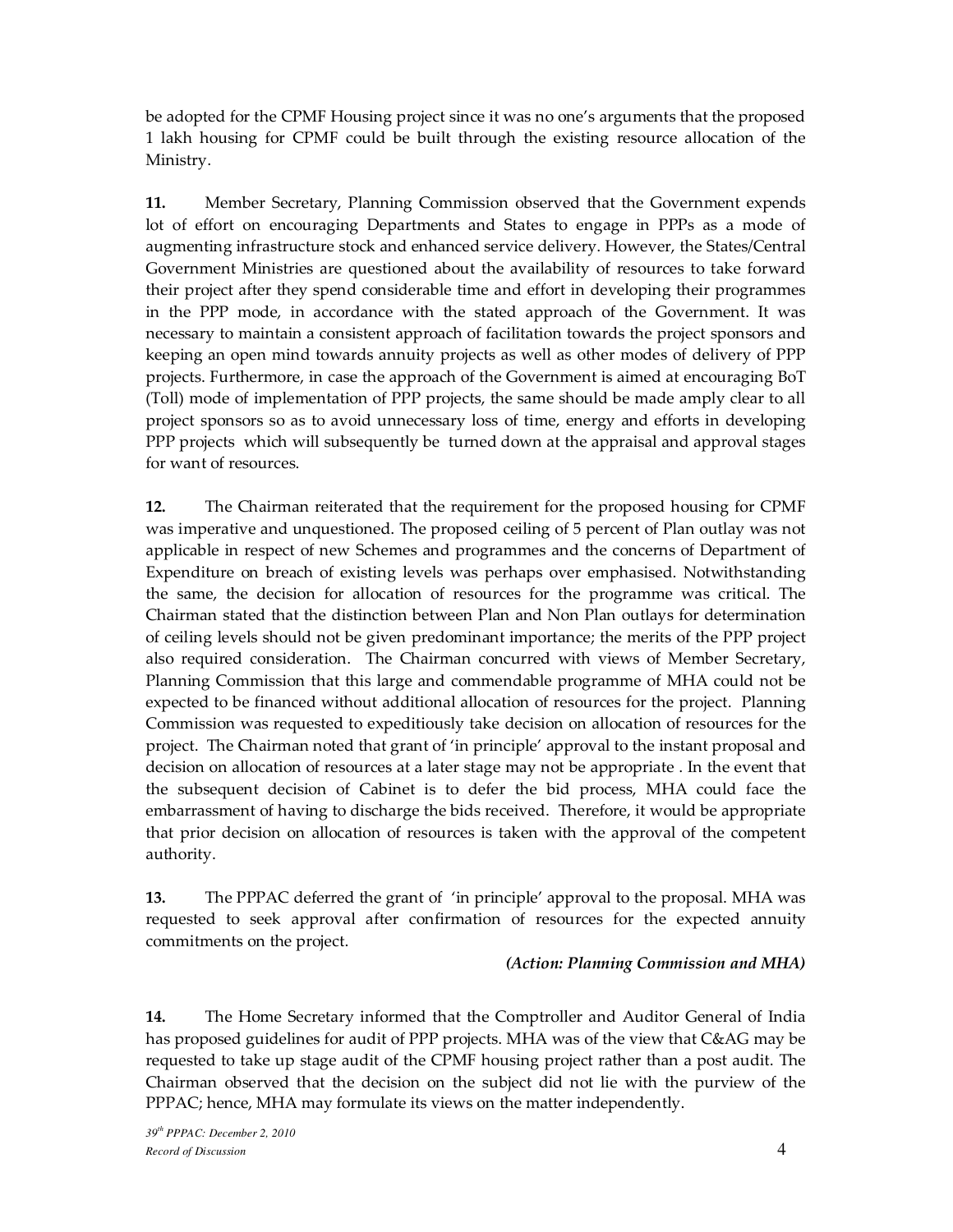be adopted for the CPMF Housing project since it was no one's arguments that the proposed 1 lakh housing for CPMF could be built through the existing resource allocation of the Ministry.

**11.** Member Secretary, Planning Commission observed that the Government expends lot of effort on encouraging Departments and States to engage in PPPs as a mode of augmenting infrastructure stock and enhanced service delivery. However, the States/Central Government Ministries are questioned about the availability of resources to take forward their project after they spend considerable time and effort in developing their programmes in the PPP mode, in accordance with the stated approach of the Government. It was necessary to maintain a consistent approach of facilitation towards the project sponsors and keeping an open mind towards annuity projects as well as other modes of delivery of PPP projects. Furthermore, in case the approach of the Government is aimed at encouraging BoT (Toll) mode of implementation of PPP projects, the same should be made amply clear to all project sponsors so as to avoid unnecessary loss of time, energy and efforts in developing PPP projects which will subsequently be turned down at the appraisal and approval stages for want of resources.

**12.** The Chairman reiterated that the requirement for the proposed housing for CPMF was imperative and unquestioned. The proposed ceiling of 5 percent of Plan outlay was not applicable in respect of new Schemes and programmes and the concerns of Department of Expenditure on breach of existing levels was perhaps over emphasised. Notwithstanding the same, the decision for allocation of resources for the programme was critical. The Chairman stated that the distinction between Plan and Non Plan outlays for determination of ceiling levels should not be given predominant importance; the merits of the PPP project also required consideration. The Chairman concurred with views of Member Secretary, Planning Commission that this large and commendable programme of MHA could not be expected to be financed without additional allocation of resources for the project. Planning Commission was requested to expeditiously take decision on allocation of resources for the project. The Chairman noted that grant of 'in principle' approval to the instant proposal and decision on allocation of resources at a later stage may not be appropriate . In the event that the subsequent decision of Cabinet is to defer the bid process, MHA could face the embarrassment of having to discharge the bids received. Therefore, it would be appropriate that prior decision on allocation of resources is taken with the approval of the competent authority.

**13.** The PPPAC deferred the grant of 'in principle' approval to the proposal. MHA was requested to seek approval after confirmation of resources for the expected annuity commitments on the project.

***(Action: Planning Commission and MHA)***

**14.** The Home Secretary informed that the Comptroller and Auditor General of India has proposed guidelines for audit of PPP projects. MHA was of the view that C&AG may be requested to take up stage audit of the CPMF housing project rather than a post audit. The Chairman observed that the decision on the subject did not lie with the purview of the PPPAC; hence, MHA may formulate its views on the matter independently.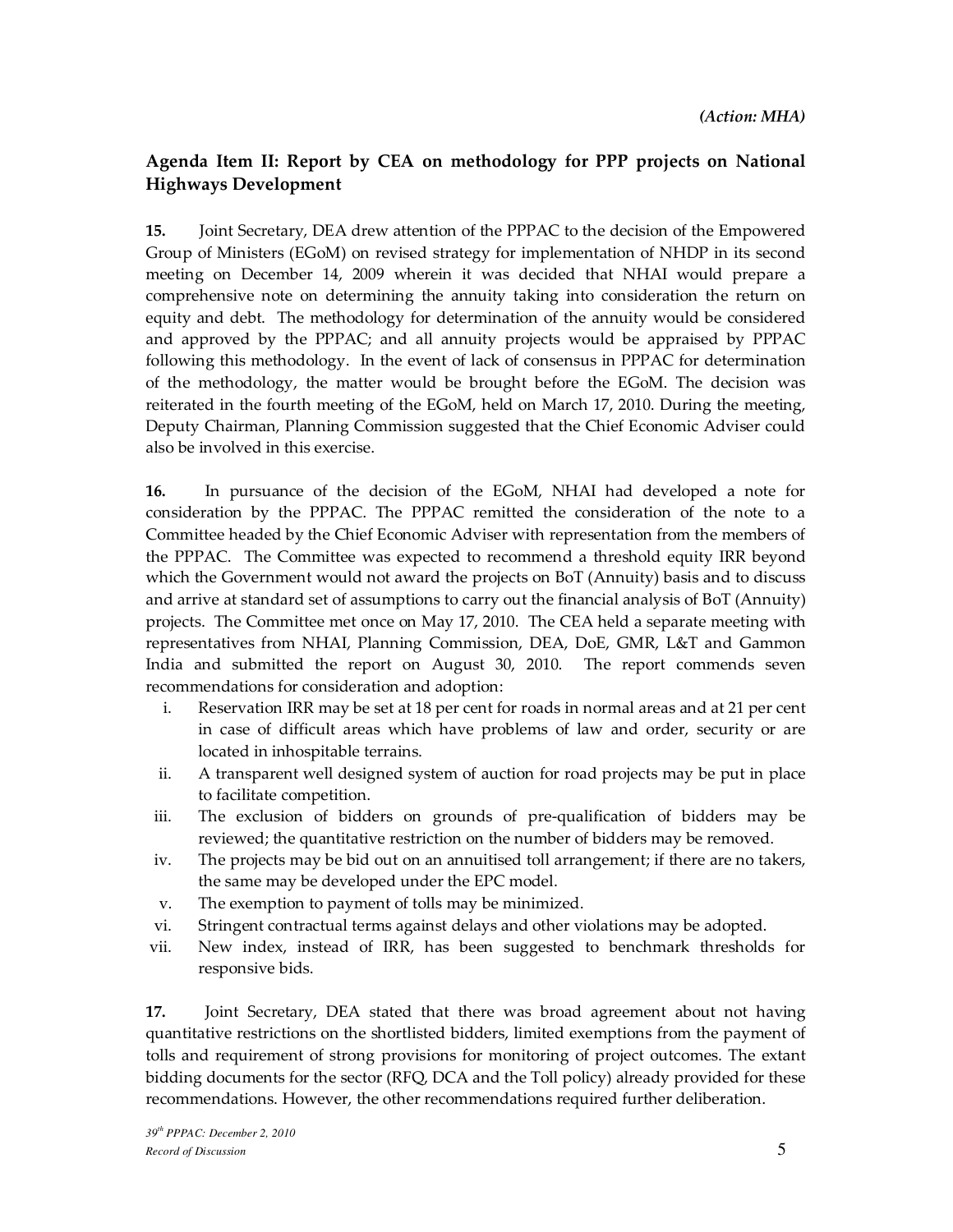*(Action: MHA)*

**Agenda Item II: Report by CEA on methodology for PPP projects on National Highways Development**

**15.** Joint Secretary, DEA drew attention of the PPPAC to the decision of the Empowered Group of Ministers (EGoM) on revised strategy for implementation of NHDP in its second meeting on December 14, 2009 wherein it was decided that NHAI would prepare a comprehensive note on determining the annuity taking into consideration the return on equity and debt. The methodology for determination of the annuity would be considered and approved by the PPPAC; and all annuity projects would be appraised by PPPAC following this methodology. In the event of lack of consensus in PPPAC for determination of the methodology, the matter would be brought before the EGoM. The decision was reiterated in the fourth meeting of the EGoM, held on March 17, 2010. During the meeting, Deputy Chairman, Planning Commission suggested that the Chief Economic Adviser could also be involved in this exercise.

**16.** In pursuance of the decision of the EGoM, NHAI had developed a note for consideration by the PPPAC. The PPPAC remitted the consideration of the note to a Committee headed by the Chief Economic Adviser with representation from the members of the PPPAC. The Committee was expected to recommend a threshold equity IRR beyond which the Government would not award the projects on BoT (Annuity) basis and to discuss and arrive at standard set of assumptions to carry out the financial analysis of BoT (Annuity) projects. The Committee met once on May 17, 2010. The CEA held a separate meeting with representatives from NHAI, Planning Commission, DEA, DoE, GMR, L&T and Gammon India and submitted the report on August 30, 2010. The report commends seven recommendations for consideration and adoption:

i. Reservation IRR may be set at 18 per cent for roads in normal areas and at 21 per cent in case of difficult areas which have problems of law and order, security or are located in inhospitable terrains.
ii. A transparent well designed system of auction for road projects may be put in place to facilitate competition.
iii. The exclusion of bidders on grounds of pre-qualification of bidders may be reviewed; the quantitative restriction on the number of bidders may be removed.
iv. The projects may be bid out on an annuitised toll arrangement; if there are no takers, the same may be developed under the EPC model.
v. The exemption to payment of tolls may be minimized.
vi. Stringent contractual terms against delays and other violations may be adopted.
vii. New index, instead of IRR, has been suggested to benchmark thresholds for responsive bids.

**17.** Joint Secretary, DEA stated that there was broad agreement about not having quantitative restrictions on the shortlisted bidders, limited exemptions from the payment of tolls and requirement of strong provisions for monitoring of project outcomes. The extant bidding documents for the sector (RFQ, DCA and the Toll policy) already provided for these recommendations. However, the other recommendations required further deliberation.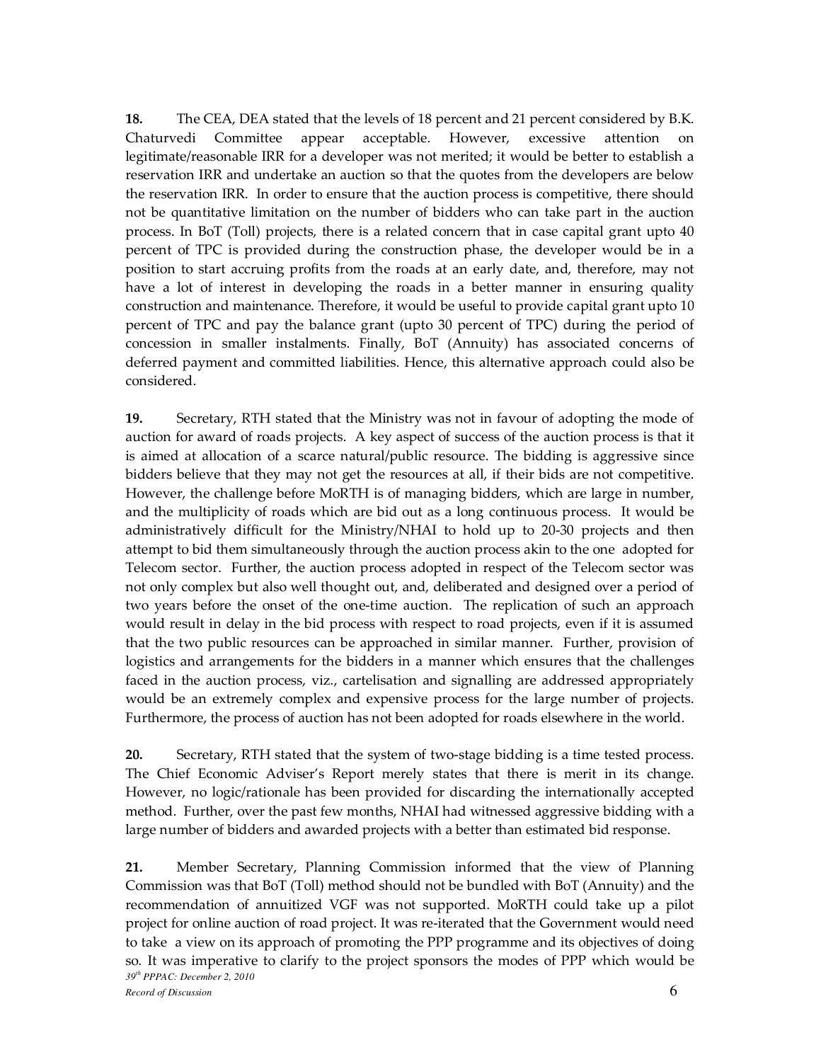**18.** The CEA, DEA stated that the levels of 18 percent and 21 percent considered by B.K. Chaturvedi Committee appear acceptable. However, excessive attention on legitimate/reasonable IRR for a developer was not merited; it would be better to establish a reservation IRR and undertake an auction so that the quotes from the developers are below the reservation IRR. In order to ensure that the auction process is competitive, there should not be quantitative limitation on the number of bidders who can take part in the auction process. In BoT (Toll) projects, there is a related concern that in case capital grant upto 40 percent of TPC is provided during the construction phase, the developer would be in a position to start accruing profits from the roads at an early date, and, therefore, may not have a lot of interest in developing the roads in a better manner in ensuring quality construction and maintenance. Therefore, it would be useful to provide capital grant upto 10 percent of TPC and pay the balance grant (upto 30 percent of TPC) during the period of concession in smaller instalments. Finally, BoT (Annuity) has associated concerns of deferred payment and committed liabilities. Hence, this alternative approach could also be considered.

**19.** Secretary, RTH stated that the Ministry was not in favour of adopting the mode of auction for award of roads projects. A key aspect of success of the auction process is that it is aimed at allocation of a scarce natural/public resource. The bidding is aggressive since bidders believe that they may not get the resources at all, if their bids are not competitive. However, the challenge before MoRTH is of managing bidders, which are large in number, and the multiplicity of roads which are bid out as a long continuous process. It would be administratively difficult for the Ministry/NHAI to hold up to 20-30 projects and then attempt to bid them simultaneously through the auction process akin to the one adopted for Telecom sector. Further, the auction process adopted in respect of the Telecom sector was not only complex but also well thought out, and, deliberated and designed over a period of two years before the onset of the one-time auction. The replication of such an approach would result in delay in the bid process with respect to road projects, even if it is assumed that the two public resources can be approached in similar manner. Further, provision of logistics and arrangements for the bidders in a manner which ensures that the challenges faced in the auction process, viz., cartelisation and signalling are addressed appropriately would be an extremely complex and expensive process for the large number of projects. Furthermore, the process of auction has not been adopted for roads elsewhere in the world.

**20.** Secretary, RTH stated that the system of two-stage bidding is a time tested process. The Chief Economic Adviser's Report merely states that there is merit in its change. However, no logic/rationale has been provided for discarding the internationally accepted method. Further, over the past few months, NHAI had witnessed aggressive bidding with a large number of bidders and awarded projects with a better than estimated bid response.

**21.** Member Secretary, Planning Commission informed that the view of Planning Commission was that BoT (Toll) method should not be bundled with BoT (Annuity) and the recommendation of annuitized VGF was not supported. MoRTH could take up a pilot project for online auction of road project. It was re-iterated that the Government would need to take a view on its approach of promoting the PPP programme and its objectives of doing so. It was imperative to clarify to the project sponsors the modes of PPP which would be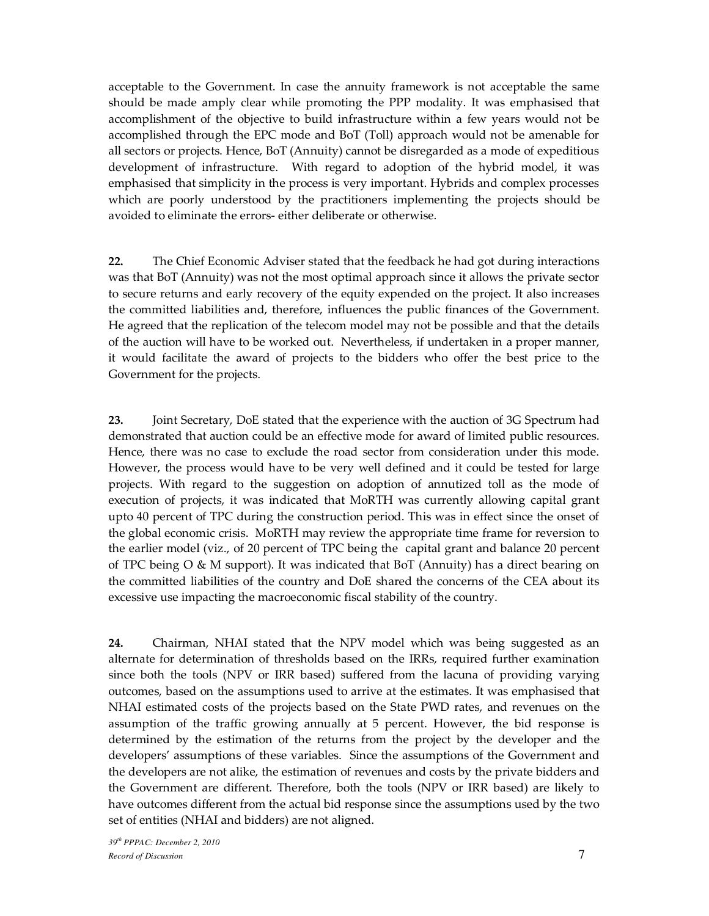acceptable to the Government. In case the annuity framework is not acceptable the same should be made amply clear while promoting the PPP modality. It was emphasised that accomplishment of the objective to build infrastructure within a few years would not be accomplished through the EPC mode and BoT (Toll) approach would not be amenable for all sectors or projects. Hence, BoT (Annuity) cannot be disregarded as a mode of expeditious development of infrastructure. With regard to adoption of the hybrid model, it was emphasised that simplicity in the process is very important. Hybrids and complex processes which are poorly understood by the practitioners implementing the projects should be avoided to eliminate the errors- either deliberate or otherwise.

**22.** The Chief Economic Adviser stated that the feedback he had got during interactions was that BoT (Annuity) was not the most optimal approach since it allows the private sector to secure returns and early recovery of the equity expended on the project. It also increases the committed liabilities and, therefore, influences the public finances of the Government. He agreed that the replication of the telecom model may not be possible and that the details of the auction will have to be worked out. Nevertheless, if undertaken in a proper manner, it would facilitate the award of projects to the bidders who offer the best price to the Government for the projects.

**23.** Joint Secretary, DoE stated that the experience with the auction of 3G Spectrum had demonstrated that auction could be an effective mode for award of limited public resources. Hence, there was no case to exclude the road sector from consideration under this mode. However, the process would have to be very well defined and it could be tested for large projects. With regard to the suggestion on adoption of annutized toll as the mode of execution of projects, it was indicated that MoRTH was currently allowing capital grant upto 40 percent of TPC during the construction period. This was in effect since the onset of the global economic crisis. MoRTH may review the appropriate time frame for reversion to the earlier model (viz., of 20 percent of TPC being the capital grant and balance 20 percent of TPC being O & M support). It was indicated that BoT (Annuity) has a direct bearing on the committed liabilities of the country and DoE shared the concerns of the CEA about its excessive use impacting the macroeconomic fiscal stability of the country.

**24.** Chairman, NHAI stated that the NPV model which was being suggested as an alternate for determination of thresholds based on the IRRs, required further examination since both the tools (NPV or IRR based) suffered from the lacuna of providing varying outcomes, based on the assumptions used to arrive at the estimates. It was emphasised that NHAI estimated costs of the projects based on the State PWD rates, and revenues on the assumption of the traffic growing annually at 5 percent. However, the bid response is determined by the estimation of the returns from the project by the developer and the developers' assumptions of these variables. Since the assumptions of the Government and the developers are not alike, the estimation of revenues and costs by the private bidders and the Government are different. Therefore, both the tools (NPV or IRR based) are likely to have outcomes different from the actual bid response since the assumptions used by the two set of entities (NHAI and bidders) are not aligned.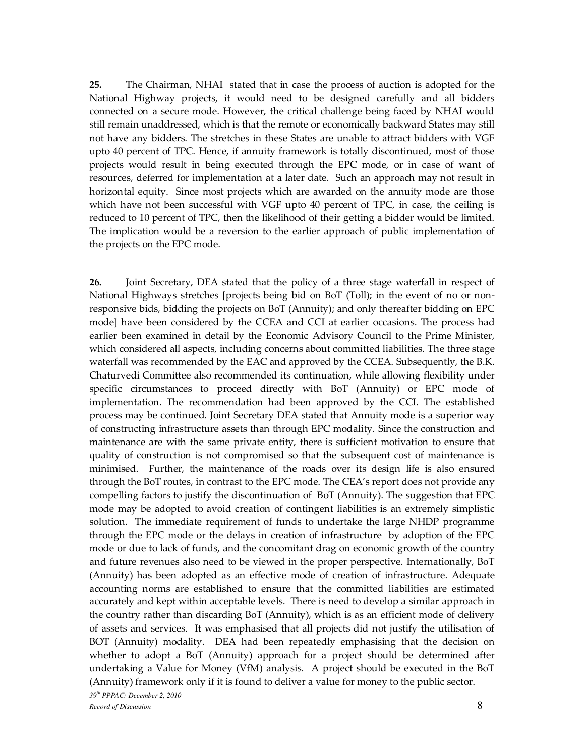**25.** The Chairman, NHAI stated that in case the process of auction is adopted for the National Highway projects, it would need to be designed carefully and all bidders connected on a secure mode. However, the critical challenge being faced by NHAI would still remain unaddressed, which is that the remote or economically backward States may still not have any bidders. The stretches in these States are unable to attract bidders with VGF upto 40 percent of TPC. Hence, if annuity framework is totally discontinued, most of those projects would result in being executed through the EPC mode, or in case of want of resources, deferred for implementation at a later date. Such an approach may not result in horizontal equity. Since most projects which are awarded on the annuity mode are those which have not been successful with VGF upto 40 percent of TPC, in case, the ceiling is reduced to 10 percent of TPC, then the likelihood of their getting a bidder would be limited. The implication would be a reversion to the earlier approach of public implementation of the projects on the EPC mode.

**26.** Joint Secretary, DEA stated that the policy of a three stage waterfall in respect of National Highways stretches [projects being bid on BoT (Toll); in the event of no or non-responsive bids, bidding the projects on BoT (Annuity); and only thereafter bidding on EPC mode] have been considered by the CCEA and CCI at earlier occasions. The process had earlier been examined in detail by the Economic Advisory Council to the Prime Minister, which considered all aspects, including concerns about committed liabilities. The three stage waterfall was recommended by the EAC and approved by the CCEA. Subsequently, the B.K. Chaturvedi Committee also recommended its continuation, while allowing flexibility under specific circumstances to proceed directly with BoT (Annuity) or EPC mode of implementation. The recommendation had been approved by the CCI. The established process may be continued. Joint Secretary DEA stated that Annuity mode is a superior way of constructing infrastructure assets than through EPC modality. Since the construction and maintenance are with the same private entity, there is sufficient motivation to ensure that quality of construction is not compromised so that the subsequent cost of maintenance is minimised. Further, the maintenance of the roads over its design life is also ensured through the BoT routes, in contrast to the EPC mode. The CEA's report does not provide any compelling factors to justify the discontinuation of BoT (Annuity). The suggestion that EPC mode may be adopted to avoid creation of contingent liabilities is an extremely simplistic solution. The immediate requirement of funds to undertake the large NHDP programme through the EPC mode or the delays in creation of infrastructure by adoption of the EPC mode or due to lack of funds, and the concomitant drag on economic growth of the country and future revenues also need to be viewed in the proper perspective. Internationally, BoT (Annuity) has been adopted as an effective mode of creation of infrastructure. Adequate accounting norms are established to ensure that the committed liabilities are estimated accurately and kept within acceptable levels. There is need to develop a similar approach in the country rather than discarding BoT (Annuity), which is as an efficient mode of delivery of assets and services. It was emphasised that all projects did not justify the utilisation of BOT (Annuity) modality. DEA had been repeatedly emphasising that the decision on whether to adopt a BoT (Annuity) approach for a project should be determined after undertaking a Value for Money (VfM) analysis. A project should be executed in the BoT (Annuity) framework only if it is found to deliver a value for money to the public sector.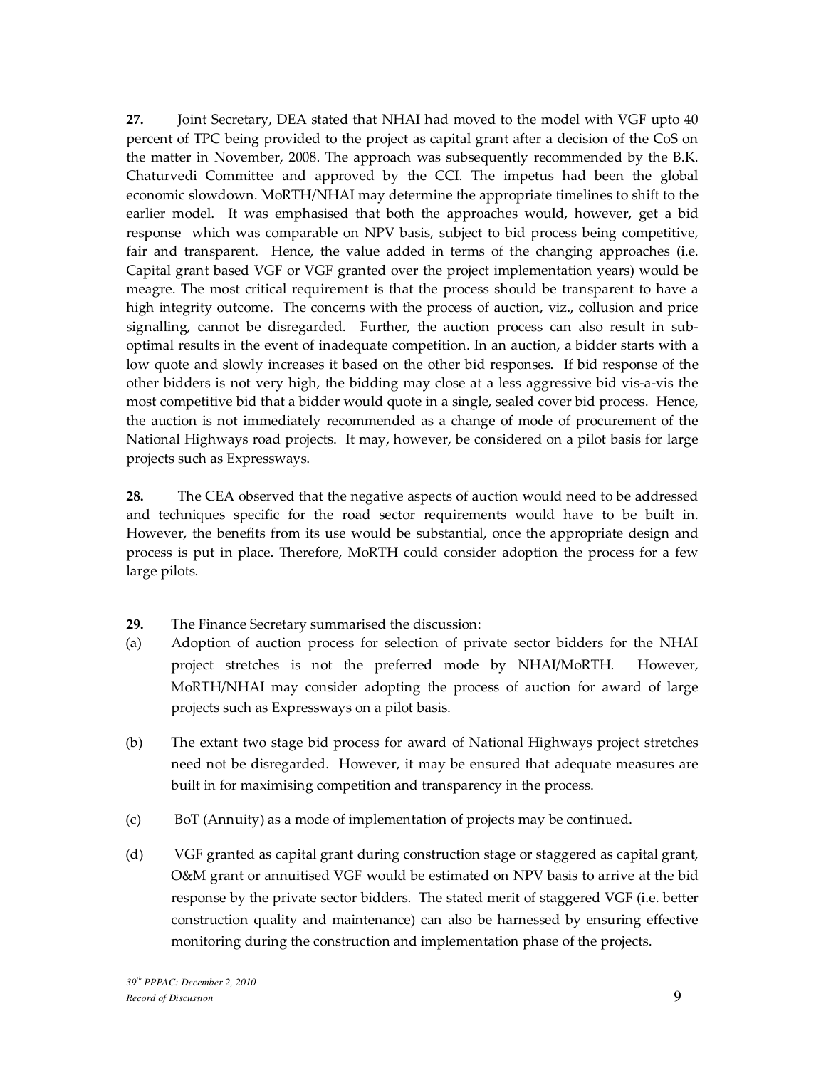**27.** Joint Secretary, DEA stated that NHAI had moved to the model with VGF upto 40 percent of TPC being provided to the project as capital grant after a decision of the CoS on the matter in November, 2008. The approach was subsequently recommended by the B.K. Chaturvedi Committee and approved by the CCI. The impetus had been the global economic slowdown. MoRTH/NHAI may determine the appropriate timelines to shift to the earlier model. It was emphasised that both the approaches would, however, get a bid response which was comparable on NPV basis, subject to bid process being competitive, fair and transparent. Hence, the value added in terms of the changing approaches (i.e. Capital grant based VGF or VGF granted over the project implementation years) would be meagre. The most critical requirement is that the process should be transparent to have a high integrity outcome. The concerns with the process of auction, viz., collusion and price signalling, cannot be disregarded. Further, the auction process can also result in sub-optimal results in the event of inadequate competition. In an auction, a bidder starts with a low quote and slowly increases it based on the other bid responses. If bid response of the other bidders is not very high, the bidding may close at a less aggressive bid vis-a-vis the most competitive bid that a bidder would quote in a single, sealed cover bid process. Hence, the auction is not immediately recommended as a change of mode of procurement of the National Highways road projects. It may, however, be considered on a pilot basis for large projects such as Expressways.

**28.** The CEA observed that the negative aspects of auction would need to be addressed and techniques specific for the road sector requirements would have to be built in. However, the benefits from its use would be substantial, once the appropriate design and process is put in place. Therefore, MoRTH could consider adoption the process for a few large pilots.

**29.** The Finance Secretary summarised the discussion:

(a) Adoption of auction process for selection of private sector bidders for the NHAI project stretches is not the preferred mode by NHAI/MoRTH. However, MoRTH/NHAI may consider adopting the process of auction for award of large projects such as Expressways on a pilot basis.

(b) The extant two stage bid process for award of National Highways project stretches need not be disregarded. However, it may be ensured that adequate measures are built in for maximising competition and transparency in the process.

(c) BoT (Annuity) as a mode of implementation of projects may be continued.

(d) VGF granted as capital grant during construction stage or staggered as capital grant, O&M grant or annuitised VGF would be estimated on NPV basis to arrive at the bid response by the private sector bidders. The stated merit of staggered VGF (i.e. better construction quality and maintenance) can also be harnessed by ensuring effective monitoring during the construction and implementation phase of the projects.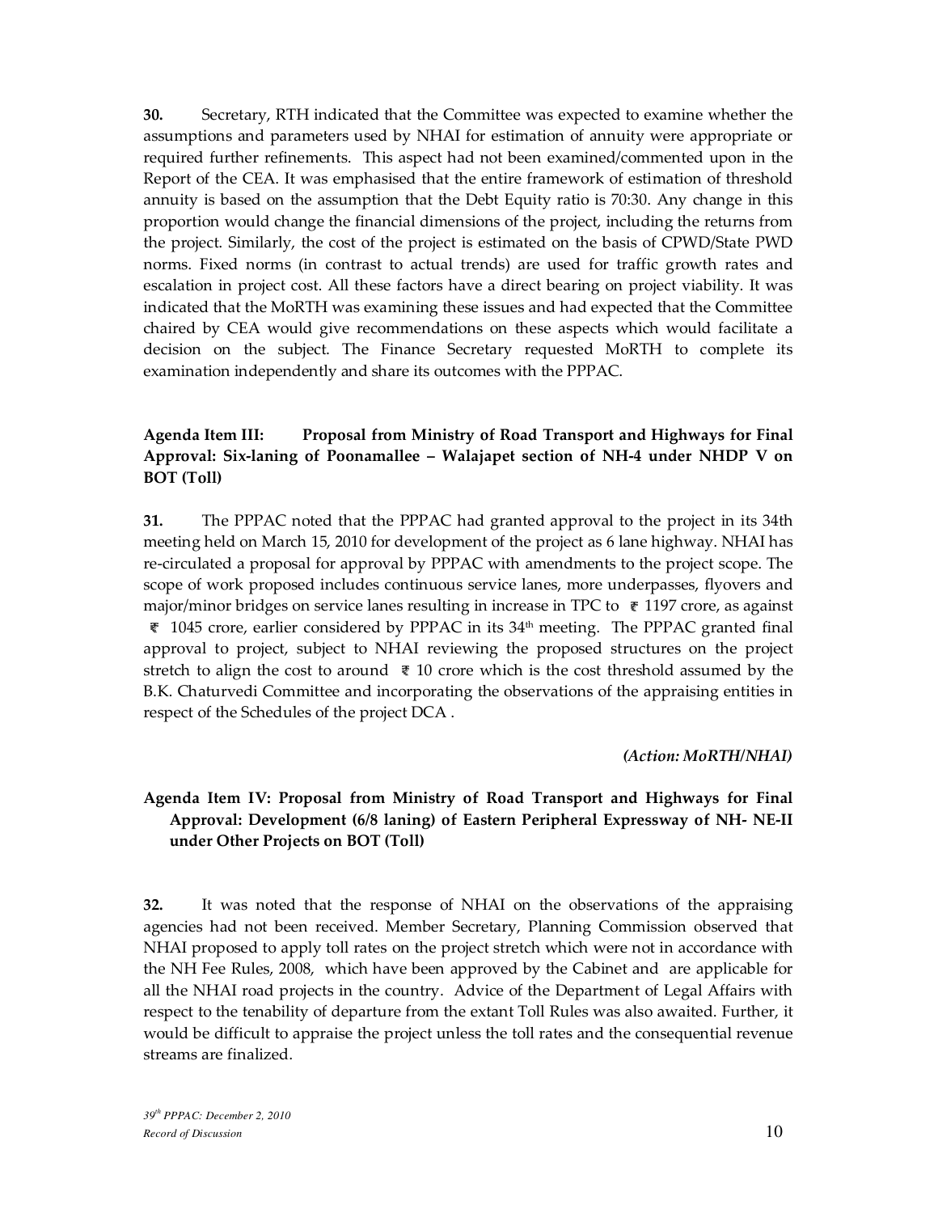**30.** Secretary, RTH indicated that the Committee was expected to examine whether the assumptions and parameters used by NHAI for estimation of annuity were appropriate or required further refinements. This aspect had not been examined/commented upon in the Report of the CEA. It was emphasised that the entire framework of estimation of threshold annuity is based on the assumption that the Debt Equity ratio is 70:30. Any change in this proportion would change the financial dimensions of the project, including the returns from the project. Similarly, the cost of the project is estimated on the basis of CPWD/State PWD norms. Fixed norms (in contrast to actual trends) are used for traffic growth rates and escalation in project cost. All these factors have a direct bearing on project viability. It was indicated that the MoRTH was examining these issues and had expected that the Committee chaired by CEA would give recommendations on these aspects which would facilitate a decision on the subject. The Finance Secretary requested MoRTH to complete its examination independently and share its outcomes with the PPPAC.

**Agenda Item III: Proposal from Ministry of Road Transport and Highways for Final Approval: Six-laning of Poonamallee – Walajapet section of NH-4 under NHDP V on BOT (Toll)**

**31.** The PPPAC noted that the PPPAC had granted approval to the project in its 34th meeting held on March 15, 2010 for development of the project as 6 lane highway. NHAI has re-circulated a proposal for approval by PPPAC with amendments to the project scope. The scope of work proposed includes continuous service lanes, more underpasses, flyovers and major/minor bridges on service lanes resulting in increase in TPC to ₹ 1197 crore, as against ₹ 1045 crore, earlier considered by PPPAC in its 34th meeting. The PPPAC granted final approval to project, subject to NHAI reviewing the proposed structures on the project stretch to align the cost to around ₹ 10 crore which is the cost threshold assumed by the B.K. Chaturvedi Committee and incorporating the observations of the appraising entities in respect of the Schedules of the project DCA .

*(Action: MoRTH/NHAI)*

**Agenda Item IV: Proposal from Ministry of Road Transport and Highways for Final Approval: Development (6/8 laning) of Eastern Peripheral Expressway of NH- NE-II under Other Projects on BOT (Toll)**

**32.** It was noted that the response of NHAI on the observations of the appraising agencies had not been received. Member Secretary, Planning Commission observed that NHAI proposed to apply toll rates on the project stretch which were not in accordance with the NH Fee Rules, 2008, which have been approved by the Cabinet and are applicable for all the NHAI road projects in the country. Advice of the Department of Legal Affairs with respect to the tenability of departure from the extant Toll Rules was also awaited. Further, it would be difficult to appraise the project unless the toll rates and the consequential revenue streams are finalized.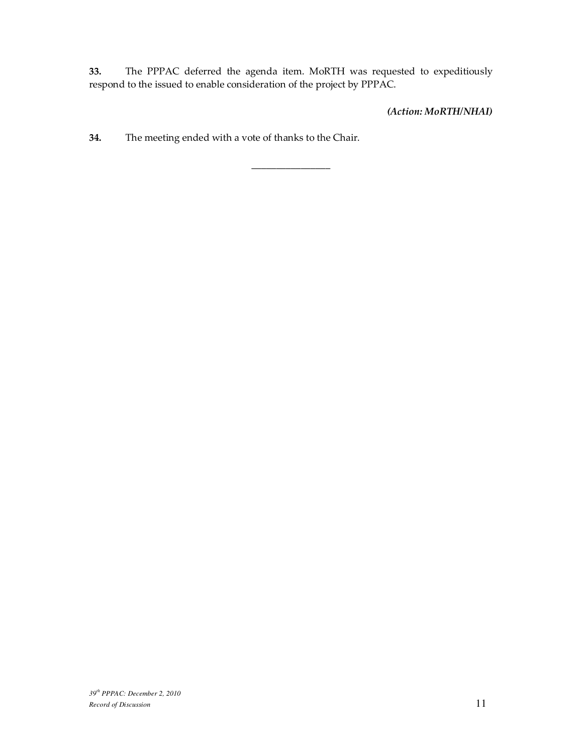**33.** The PPPAC deferred the agenda item. MoRTH was requested to expeditiously respond to the issued to enable consideration of the project by PPPAC.

***(Action: MoRTH/NHAI)***

**34.** The meeting ended with a vote of thanks to the Chair.

---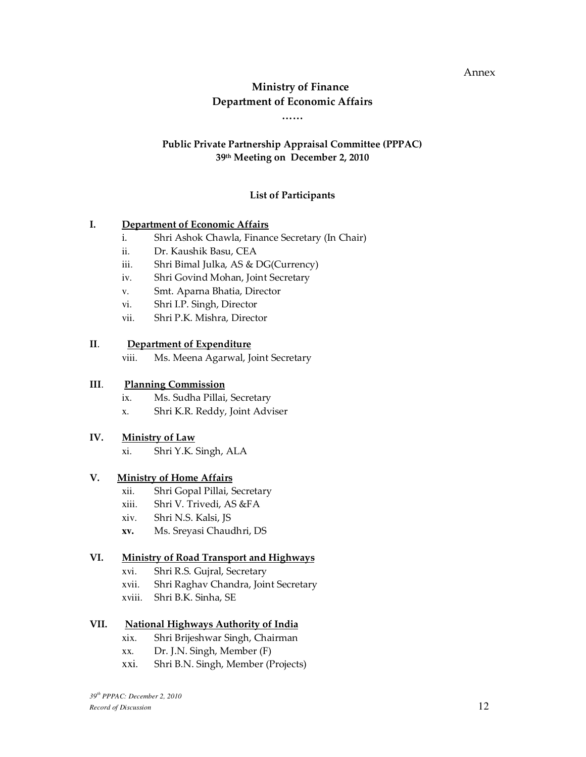Annex

# Ministry of Finance
# Department of Economic Affairs

……

## Public Private Partnership Appraisal Committee (PPPAC)
## 39th Meeting on December 2, 2010

### List of Participants

**I. <u>Department of Economic Affairs</u>**

- i. Shri Ashok Chawla, Finance Secretary (In Chair)
- ii. Dr. Kaushik Basu, CEA
- iii. Shri Bimal Julka, AS & DG(Currency)
- iv. Shri Govind Mohan, Joint Secretary
- v. Smt. Aparna Bhatia, Director
- vi. Shri I.P. Singh, Director
- vii. Shri P.K. Mishra, Director

**II. <u>Department of Expenditure</u>**

- viii. Ms. Meena Agarwal, Joint Secretary

**III. <u>Planning Commission</u>**

- ix. Ms. Sudha Pillai, Secretary
- x. Shri K.R. Reddy, Joint Adviser

**IV. <u>Ministry of Law</u>**

- xi. Shri Y.K. Singh, ALA

**V. <u>Ministry of Home Affairs</u>**

- xii. Shri Gopal Pillai, Secretary
- xiii. Shri V. Trivedi, AS &FA
- xiv. Shri N.S. Kalsi, JS
- **xv.** Ms. Sreyasi Chaudhri, DS

**VI. <u>Ministry of Road Transport and Highways</u>**

- xvi. Shri R.S. Gujral, Secretary
- xvii. Shri Raghav Chandra, Joint Secretary
- xviii. Shri B.K. Sinha, SE

**VII. <u>National Highways Authority of India</u>**

- xix. Shri Brijeshwar Singh, Chairman
- xx. Dr. J.N. Singh, Member (F)
- xxi. Shri B.N. Singh, Member (Projects)